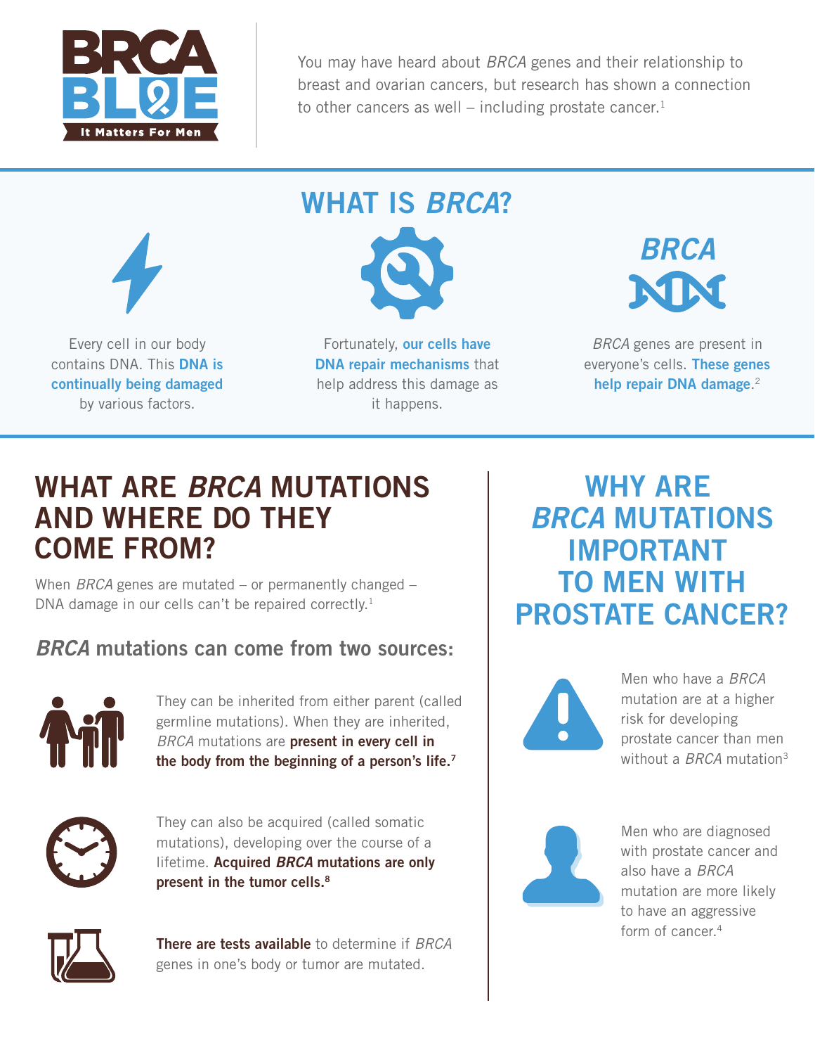# BRCA BLUE

It Matters For Men

You may have heard about *BRCA* genes and their relationship to breast and ovarian cancers, but research has shown a connection to other cancers as well – including prostate cancer.[1]

## WHAT IS *BRCA*?

Every cell in our body contains DNA. This **DNA is continually being damaged** by various factors.

Fortunately, **our cells have DNA repair mechanisms** that help address this damage as it happens.

*BRCA*

*BRCA* genes are present in everyone's cells. **These genes help repair DNA damage**.[2]

## WHAT ARE *BRCA* MUTATIONS AND WHERE DO THEY COME FROM?

When *BRCA* genes are mutated – or permanently changed – DNA damage in our cells can't be repaired correctly.[1]

### *BRCA* mutations can come from two sources:

They can be inherited from either parent (called germline mutations). When they are inherited, *BRCA* mutations are **present in every cell in the body from the beginning of a person's life.[7]**

They can also be acquired (called somatic mutations), developing over the course of a lifetime. **Acquired *BRCA* mutations are only present in the tumor cells.[8]**

**There are tests available** to determine if *BRCA* genes in one's body or tumor are mutated.

## WHY ARE *BRCA* MUTATIONS IMPORTANT TO MEN WITH PROSTATE CANCER?

Men who have a *BRCA* mutation are at a higher risk for developing prostate cancer than men without a *BRCA* mutation[3]

Men who are diagnosed with prostate cancer and also have a *BRCA* mutation are more likely to have an aggressive form of cancer.[4]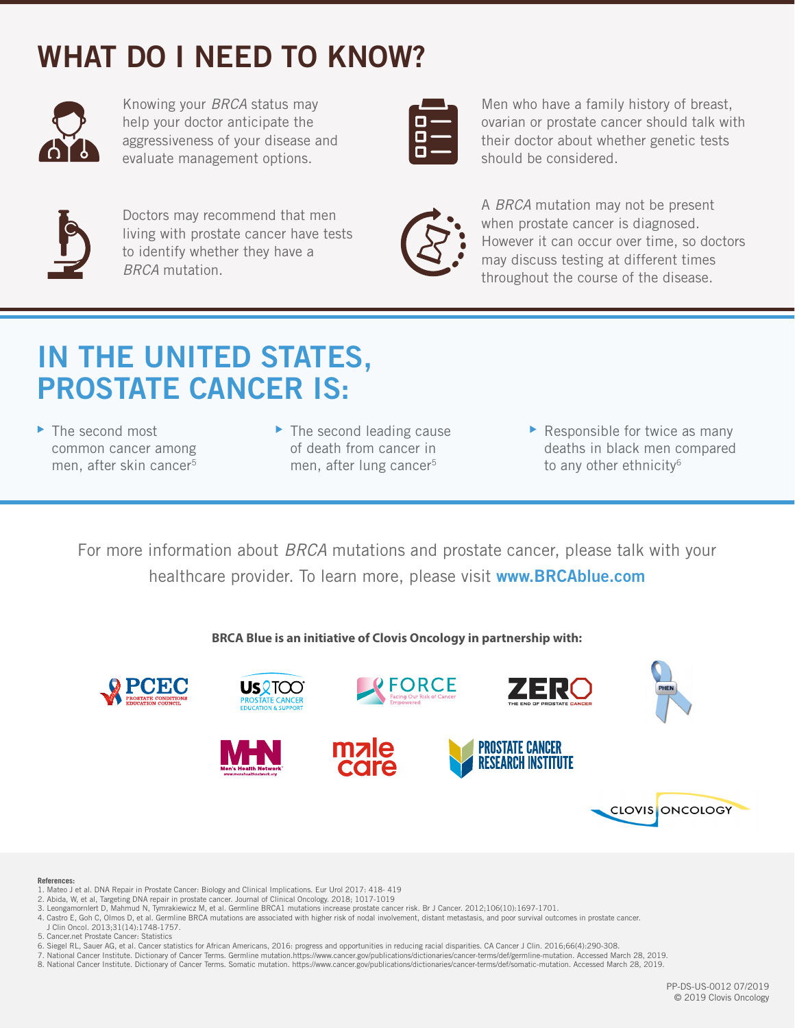# WHAT DO I NEED TO KNOW?

Knowing your *BRCA* status may help your doctor anticipate the aggressiveness of your disease and evaluate management options.

Men who have a family history of breast, ovarian or prostate cancer should talk with their doctor about whether genetic tests should be considered.

Doctors may recommend that men living with prostate cancer have tests to identify whether they have a *BRCA* mutation.

A *BRCA* mutation may not be present when prostate cancer is diagnosed. However it can occur over time, so doctors may discuss testing at different times throughout the course of the disease.

# IN THE UNITED STATES, PROSTATE CANCER IS:

- The second most common cancer among men, after skin cancer[5]
- The second leading cause of death from cancer in men, after lung cancer[5]
- Responsible for twice as many deaths in black men compared to any other ethnicity[6]

For more information about *BRCA* mutations and prostate cancer, please talk with your healthcare provider. To learn more, please visit **www.BRCAblue.com**

**BRCA Blue is an initiative of Clovis Oncology in partnership with:**

PCEC Prostate Conditions Education Council

Us TOO Prostate Cancer Education & Support

FORCE Facing Our Risk of Cancer Empowered

ZERO The End of Prostate Cancer

PHEN

MHN Men's Health Network

male care

Prostate Cancer Research Institute

Clovis Oncology

**References:**

1. Mateo J et al. DNA Repair in Prostate Cancer: Biology and Clinical Implications. Eur Urol 2017: 418- 419
2. Abida, W, et al, Targeting DNA repair in prostate cancer. Journal of Clinical Oncology. 2018; 1017-1019
3. Leongamornlert D, Mahmud N, Tymrakiewicz M, et al. Germline BRCA1 mutations increase prostate cancer risk. Br J Cancer. 2012;106(10):1697-1701.
4. Castro E, Goh C, Olmos D, et al. Germline BRCA mutations are associated with higher risk of nodal involvement, distant metastasis, and poor survival outcomes in prostate cancer. J Clin Oncol. 2013;31(14):1748-1757.
5. Cancer.net Prostate Cancer: Statistics
6. Siegel RL, Sauer AG, et al. Cancer statistics for African Americans, 2016: progress and opportunities in reducing racial disparities. CA Cancer J Clin. 2016;66(4):290-308.
7. National Cancer Institute. Dictionary of Cancer Terms. Germline mutation.https://www.cancer.gov/publications/dictionaries/cancer-terms/def/germline-mutation. Accessed March 28, 2019.
8. National Cancer Institute. Dictionary of Cancer Terms. Somatic mutation. https://www.cancer.gov/publications/dictionaries/cancer-terms/def/somatic-mutation. Accessed March 28, 2019.

PP-DS-US-0012 07/2019
© 2019 Clovis Oncology